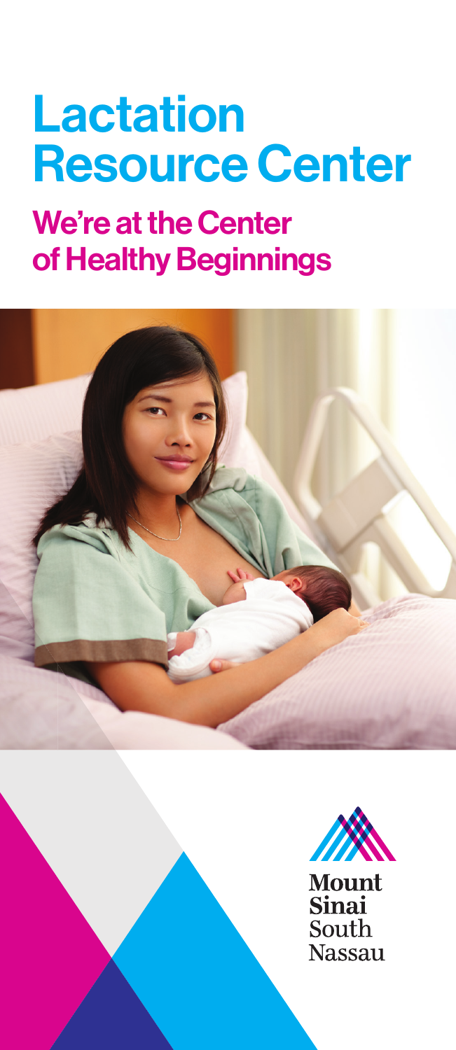# Lactation Resource Center

## We're at the Center of Healthy Beginnings

Mount Sinai South Nassau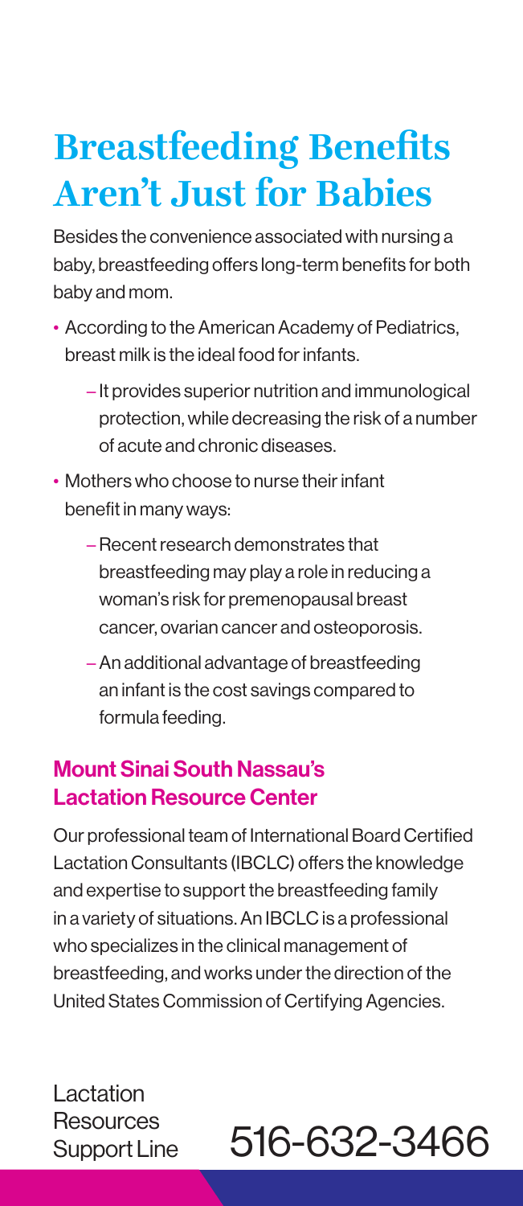# Breastfeeding Benefits Aren't Just for Babies

Besides the convenience associated with nursing a baby, breastfeeding offers long-term benefits for both baby and mom.

- According to the American Academy of Pediatrics, breast milk is the ideal food for infants.
  - It provides superior nutrition and immunological protection, while decreasing the risk of a number of acute and chronic diseases.
- Mothers who choose to nurse their infant benefit in many ways:
  - Recent research demonstrates that breastfeeding may play a role in reducing a woman's risk for premenopausal breast cancer, ovarian cancer and osteoporosis.
  - An additional advantage of breastfeeding an infant is the cost savings compared to formula feeding.

## Mount Sinai South Nassau's Lactation Resource Center

Our professional team of International Board Certified Lactation Consultants (IBCLC) offers the knowledge and expertise to support the breastfeeding family in a variety of situations. An IBCLC is a professional who specializes in the clinical management of breastfeeding, and works under the direction of the United States Commission of Certifying Agencies.

Lactation Resources Support Line **516-632-3466**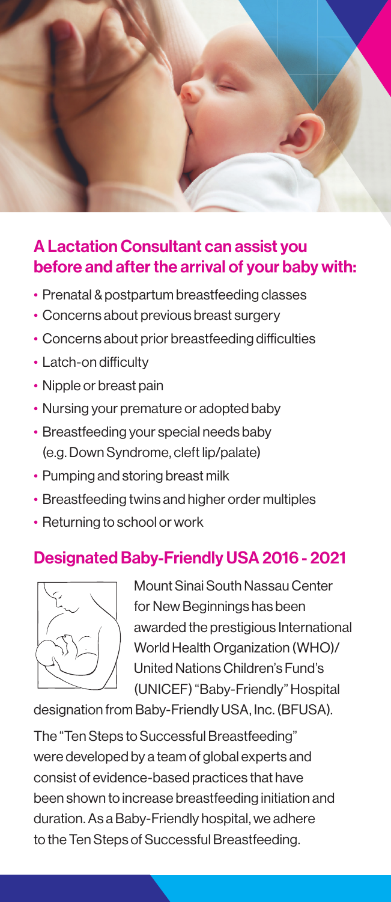## A Lactation Consultant can assist you before and after the arrival of your baby with:

- Prenatal & postpartum breastfeeding classes
- Concerns about previous breast surgery
- Concerns about prior breastfeeding difficulties
- Latch-on difficulty
- Nipple or breast pain
- Nursing your premature or adopted baby
- Breastfeeding your special needs baby (e.g. Down Syndrome, cleft lip/palate)
- Pumping and storing breast milk
- Breastfeeding twins and higher order multiples
- Returning to school or work

## Designated Baby-Friendly USA 2016 - 2021

Mount Sinai South Nassau Center for New Beginnings has been awarded the prestigious International World Health Organization (WHO)/ United Nations Children's Fund's (UNICEF) "Baby-Friendly" Hospital designation from Baby-Friendly USA, Inc. (BFUSA).

The "Ten Steps to Successful Breastfeeding" were developed by a team of global experts and consist of evidence-based practices that have been shown to increase breastfeeding initiation and duration. As a Baby-Friendly hospital, we adhere to the Ten Steps of Successful Breastfeeding.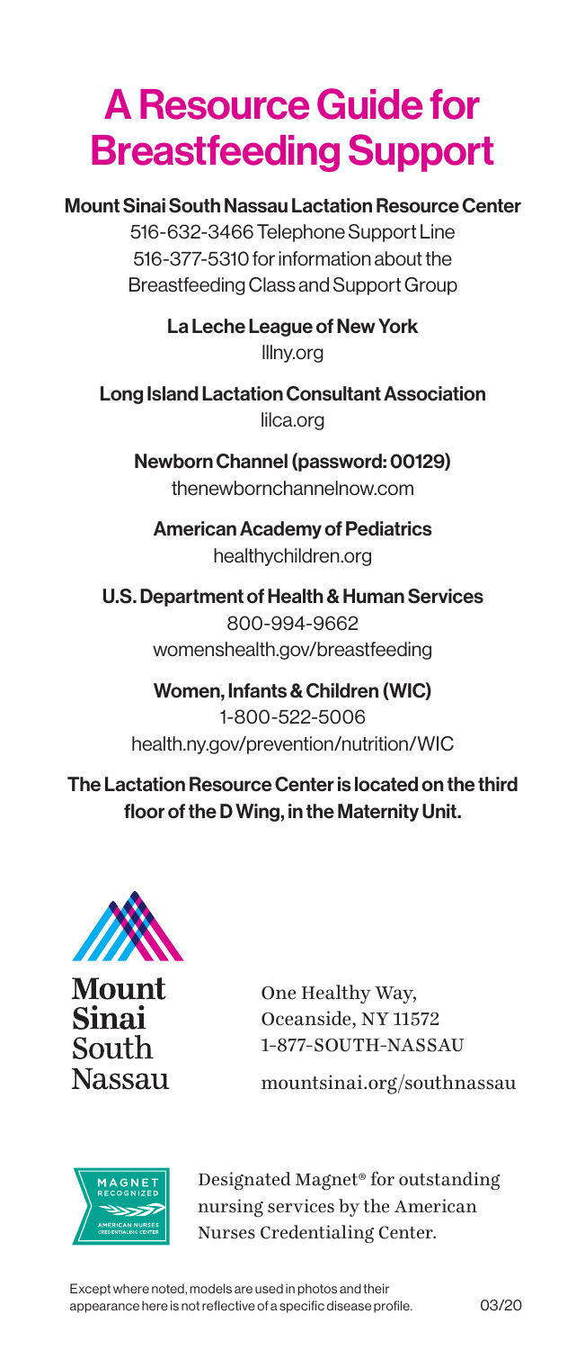# A Resource Guide for Breastfeeding Support

**Mount Sinai South Nassau Lactation Resource Center**
516-632-3466 Telephone Support Line
516-377-5310 for information about the Breastfeeding Class and Support Group

**La Leche League of New York**
lllny.org

**Long Island Lactation Consultant Association**
lilca.org

**Newborn Channel (password: 00129)**
thenewbornchannelnow.com

**American Academy of Pediatrics**
healthychildren.org

**U.S. Department of Health & Human Services**
800-994-9662
womenshealth.gov/breastfeeding

**Women, Infants & Children (WIC)**
1-800-522-5006
health.ny.gov/prevention/nutrition/WIC

**The Lactation Resource Center is located on the third floor of the D Wing, in the Maternity Unit.**

Mount Sinai South Nassau

One Healthy Way,
Oceanside, NY 11572
1-877-SOUTH-NASSAU

mountsinai.org/southnassau

Designated Magnet® for outstanding nursing services by the American Nurses Credentialing Center.

Except where noted, models are used in photos and their appearance here is not reflective of a specific disease profile. 03/20